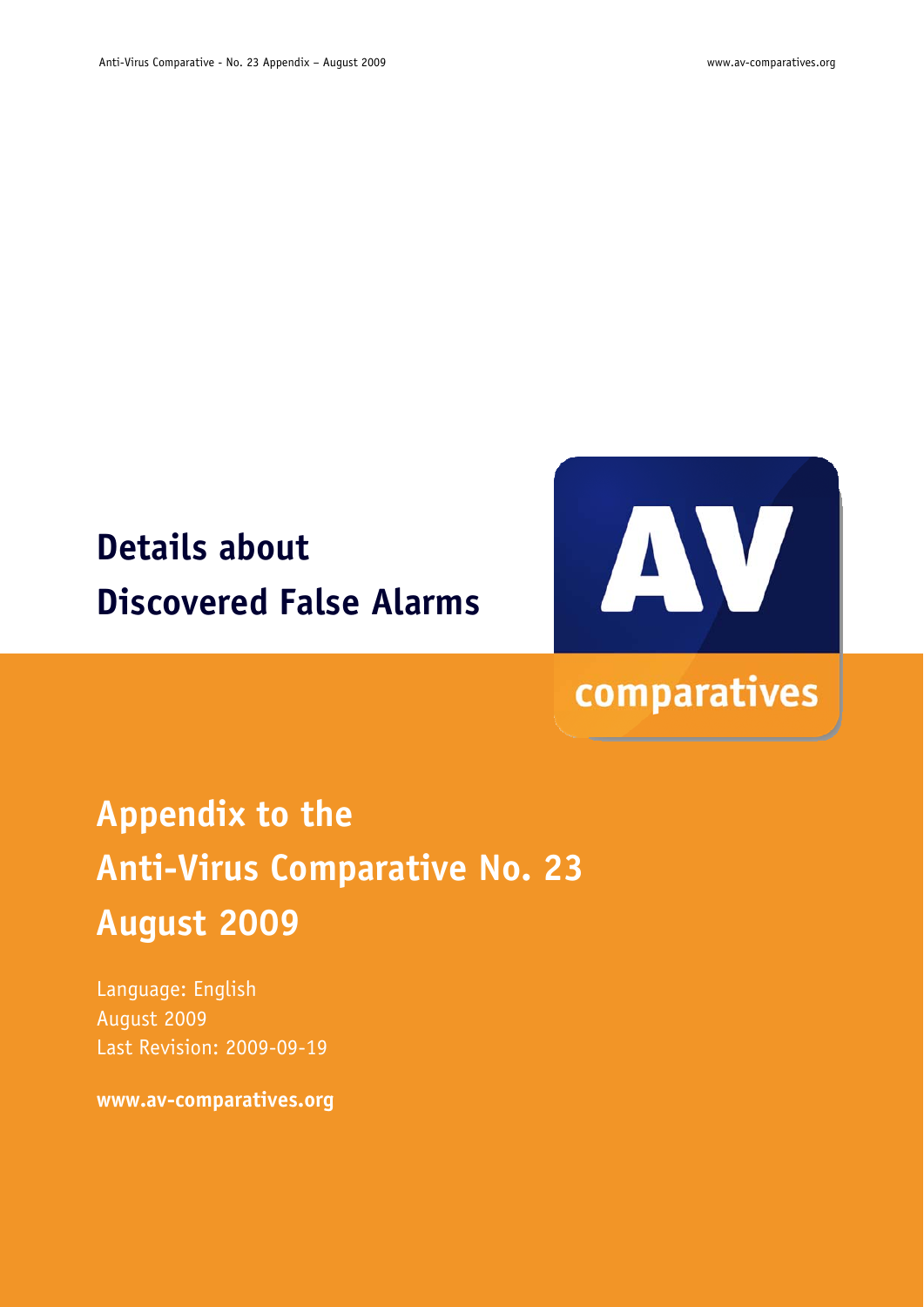# Details about Discovered False Alarms

## Appendix to the Anti-Virus Comparative No. 23 August 2009

Language: English
August 2009
Last Revision: 2009-09-19

**www.av-comparatives.org**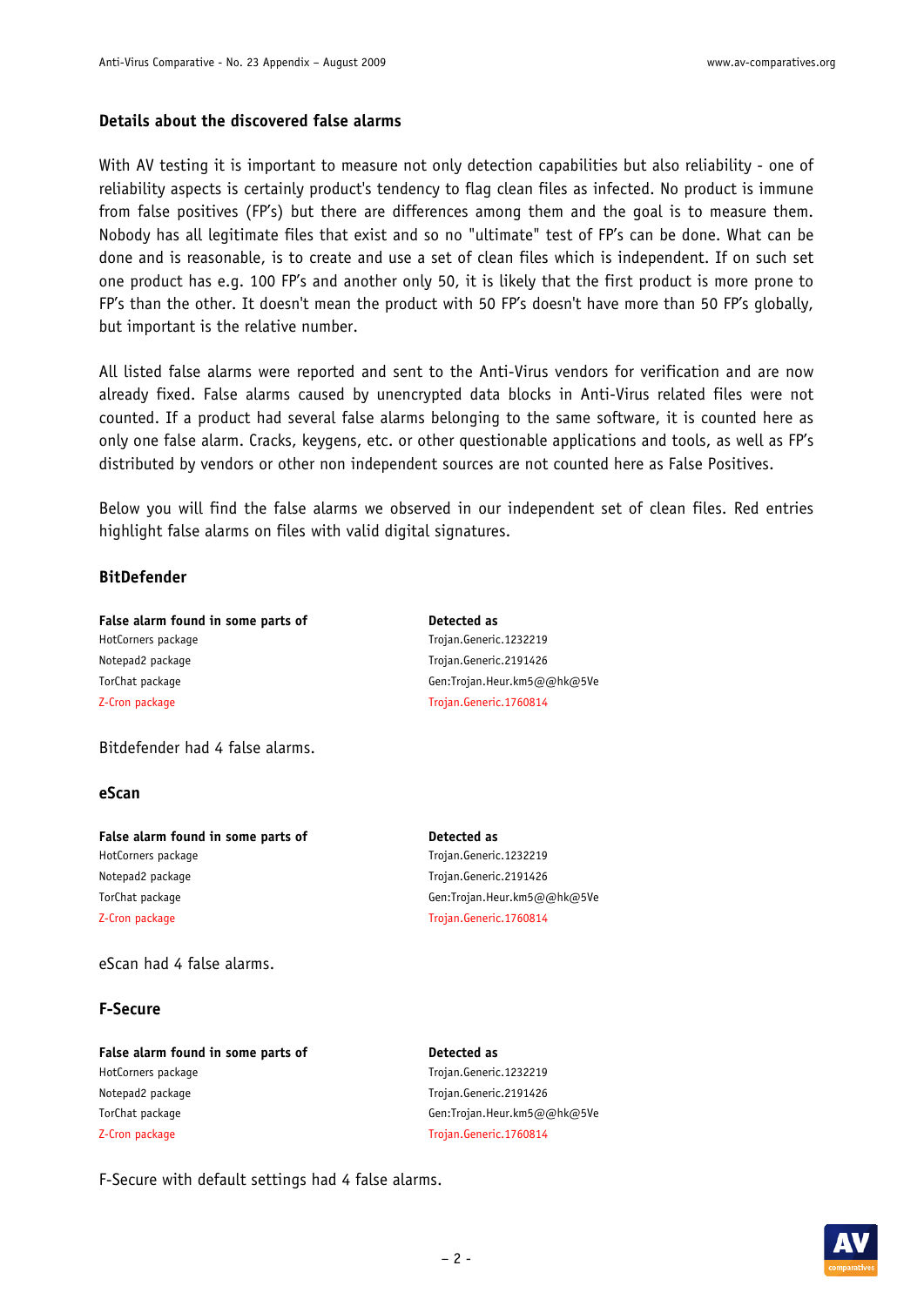## Details about the discovered false alarms

With AV testing it is important to measure not only detection capabilities but also reliability - one of reliability aspects is certainly product's tendency to flag clean files as infected. No product is immune from false positives (FP's) but there are differences among them and the goal is to measure them. Nobody has all legitimate files that exist and so no "ultimate" test of FP's can be done. What can be done and is reasonable, is to create and use a set of clean files which is independent. If on such set one product has e.g. 100 FP's and another only 50, it is likely that the first product is more prone to FP's than the other. It doesn't mean the product with 50 FP's doesn't have more than 50 FP's globally, but important is the relative number.

All listed false alarms were reported and sent to the Anti-Virus vendors for verification and are now already fixed. False alarms caused by unencrypted data blocks in Anti-Virus related files were not counted. If a product had several false alarms belonging to the same software, it is counted here as only one false alarm. Cracks, keygens, etc. or other questionable applications and tools, as well as FP's distributed by vendors or other non independent sources are not counted here as False Positives.

Below you will find the false alarms we observed in our independent set of clean files. Red entries highlight false alarms on files with valid digital signatures.

### BitDefender

| False alarm found in some parts of | Detected as |
|---|---|
| HotCorners package | Trojan.Generic.1232219 |
| Notepad2 package | Trojan.Generic.2191426 |
| TorChat package | Gen:Trojan.Heur.km5@@hk@5Ve |
| Z-Cron package | Trojan.Generic.1760814 |

Bitdefender had 4 false alarms.

### eScan

| False alarm found in some parts of | Detected as |
|---|---|
| HotCorners package | Trojan.Generic.1232219 |
| Notepad2 package | Trojan.Generic.2191426 |
| TorChat package | Gen:Trojan.Heur.km5@@hk@5Ve |
| Z-Cron package | Trojan.Generic.1760814 |

eScan had 4 false alarms.

### F-Secure

| False alarm found in some parts of | Detected as |
|---|---|
| HotCorners package | Trojan.Generic.1232219 |
| Notepad2 package | Trojan.Generic.2191426 |
| TorChat package | Gen:Trojan.Heur.km5@@hk@5Ve |
| Z-Cron package | Trojan.Generic.1760814 |

F-Secure with default settings had 4 false alarms.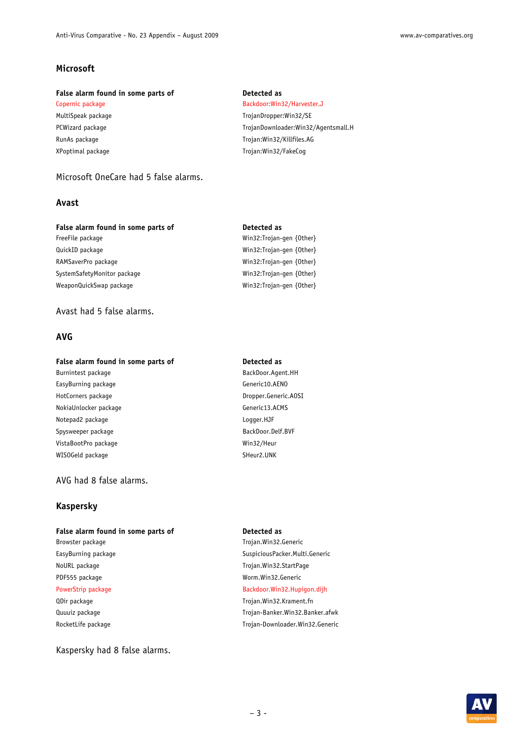## Microsoft

| False alarm found in some parts of | Detected as |
|---|---|
| Copernic package | Backdoor:Win32/Harvester.J |
| MultiSpeak package | TrojanDropper:Win32/SE |
| PCWizard package | TrojanDownloader:Win32/Agentsmall.H |
| RunAs package | Trojan:Win32/Killfiles.AG |
| XPoptimal package | Trojan:Win32/FakeCog |

Microsoft OneCare had 5 false alarms.

## Avast

| False alarm found in some parts of | Detected as |
|---|---|
| FreeFile package | Win32:Trojan-gen {Other} |
| QuickID package | Win32:Trojan-gen {Other} |
| RAMSaverPro package | Win32:Trojan-gen {Other} |
| SystemSafetyMonitor package | Win32:Trojan-gen {Other} |
| WeaponQuickSwap package | Win32:Trojan-gen {Other} |

Avast had 5 false alarms.

## AVG

| False alarm found in some parts of | Detected as |
|---|---|
| Burnintest package | BackDoor.Agent.HH |
| EasyBurning package | Generic10.AENO |
| HotCorners package | Dropper.Generic.AOSI |
| NokiaUnlocker package | Generic13.ACMS |
| Notepad2 package | Logger.HJF |
| Spysweeper package | BackDoor.Delf.BVF |
| VistaBootPro package | Win32/Heur |
| WISOGeld package | SHeur2.UNK |

AVG had 8 false alarms.

## Kaspersky

| False alarm found in some parts of | Detected as |
|---|---|
| Browster package | Trojan.Win32.Generic |
| EasyBurning package | SuspiciousPacker.Multi.Generic |
| NoURL package | Trojan.Win32.StartPage |
| PDF555 package | Worm.Win32.Generic |
| PowerStrip package | Backdoor.Win32.Hupigon.dijh |
| QDir package | Trojan.Win32.Krament.fn |
| Quuuiz package | Trojan-Banker.Win32.Banker.afwk |
| RocketLife package | Trojan-Downloader.Win32.Generic |

Kaspersky had 8 false alarms.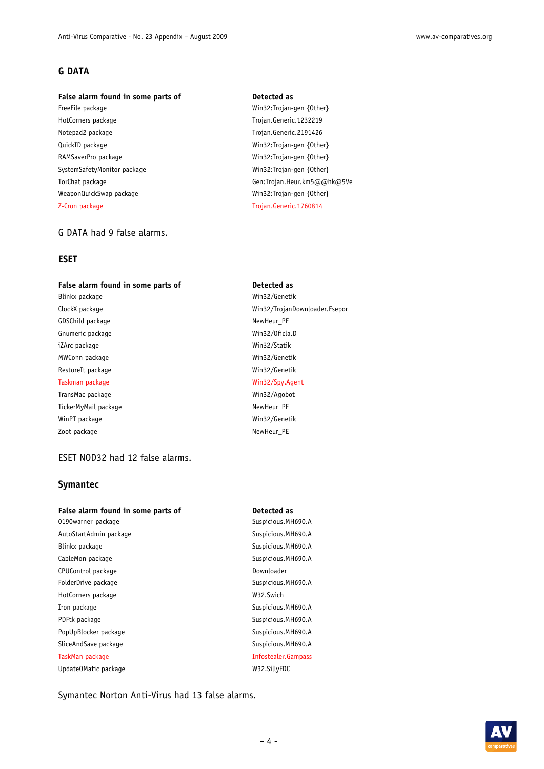## G DATA

| False alarm found in some parts of | Detected as |
|---|---|
| FreeFile package | Win32:Trojan-gen {Other} |
| HotCorners package | Trojan.Generic.1232219 |
| Notepad2 package | Trojan.Generic.2191426 |
| QuickID package | Win32:Trojan-gen {Other} |
| RAMSaverPro package | Win32:Trojan-gen {Other} |
| SystemSafetyMonitor package | Win32:Trojan-gen {Other} |
| TorChat package | Gen:Trojan.Heur.km5@@hk@5Ve |
| WeaponQuickSwap package | Win32:Trojan-gen {Other} |
| Z-Cron package | Trojan.Generic.1760814 |

G DATA had 9 false alarms.

## ESET

| False alarm found in some parts of | Detected as |
|---|---|
| Blinkx package | Win32/Genetik |
| ClockX package | Win32/TrojanDownloader.Esepor |
| GDSChild package | NewHeur_PE |
| Gnumeric package | Win32/Oficla.D |
| iZArc package | Win32/Statik |
| MWConn package | Win32/Genetik |
| RestoreIt package | Win32/Genetik |
| Taskman package | Win32/Spy.Agent |
| TransMac package | Win32/Agobot |
| TickerMyMail package | NewHeur_PE |
| WinPT package | Win32/Genetik |
| Zoot package | NewHeur_PE |

ESET NOD32 had 12 false alarms.

## Symantec

| False alarm found in some parts of | Detected as |
|---|---|
| 0190warner package | Suspicious.MH690.A |
| AutoStartAdmin package | Suspicious.MH690.A |
| Blinkx package | Suspicious.MH690.A |
| CableMon package | Suspicious.MH690.A |
| CPUControl package | Downloader |
| FolderDrive package | Suspicious.MH690.A |
| HotCorners package | W32.Swich |
| Iron package | Suspicious.MH690.A |
| PDFtk package | Suspicious.MH690.A |
| PopUpBlocker package | Suspicious.MH690.A |
| SliceAndSave package | Suspicious.MH690.A |
| TaskMan package | Infostealer.Gampass |
| UpdateOMatic package | W32.SillyFDC |

Symantec Norton Anti-Virus had 13 false alarms.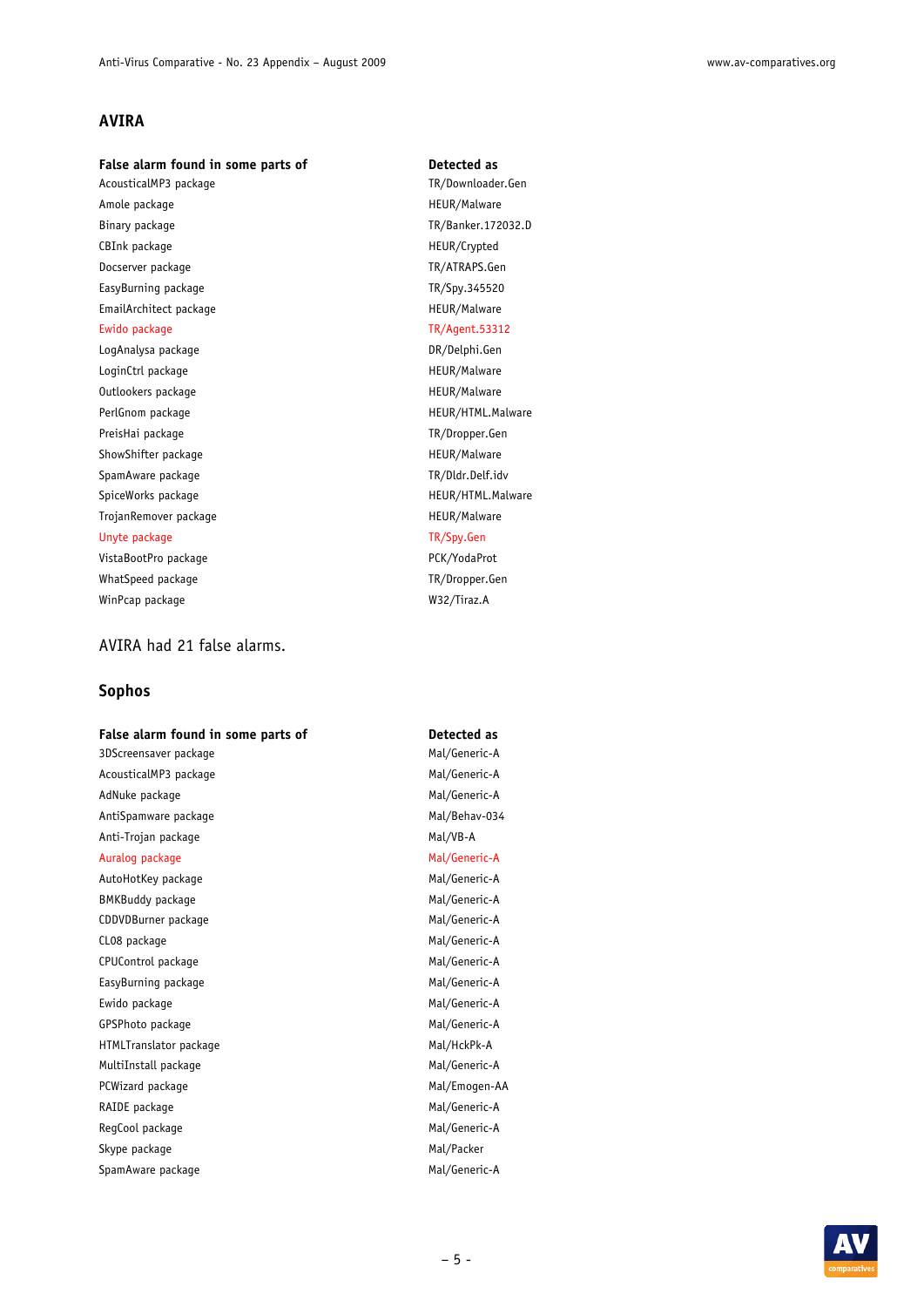## AVIRA

| False alarm found in some parts of | Detected as |
|---|---|
| AcousticalMP3 package | TR/Downloader.Gen |
| Amole package | HEUR/Malware |
| Binary package | TR/Banker.172032.D |
| CBInk package | HEUR/Crypted |
| Docserver package | TR/ATRAPS.Gen |
| EasyBurning package | TR/Spy.345520 |
| EmailArchitect package | HEUR/Malware |
| Ewido package | TR/Agent.53312 |
| LogAnalysa package | DR/Delphi.Gen |
| LoginCtrl package | HEUR/Malware |
| Outlookers package | HEUR/Malware |
| PerlGnom package | HEUR/HTML.Malware |
| PreisHai package | TR/Dropper.Gen |
| ShowShifter package | HEUR/Malware |
| SpamAware package | TR/Dldr.Delf.idv |
| SpiceWorks package | HEUR/HTML.Malware |
| TrojanRemover package | HEUR/Malware |
| Unyte package | TR/Spy.Gen |
| VistaBootPro package | PCK/YodaProt |
| WhatSpeed package | TR/Dropper.Gen |
| WinPcap package | W32/Tiraz.A |

AVIRA had 21 false alarms.

## Sophos

| False alarm found in some parts of | Detected as |
|---|---|
| 3DScreensaver package | Mal/Generic-A |
| AcousticalMP3 package | Mal/Generic-A |
| AdNuke package | Mal/Generic-A |
| AntiSpamware package | Mal/Behav-034 |
| Anti-Trojan package | Mal/VB-A |
| Auralog package | Mal/Generic-A |
| AutoHotKey package | Mal/Generic-A |
| BMKBuddy package | Mal/Generic-A |
| CDDVDBurner package | Mal/Generic-A |
| CL08 package | Mal/Generic-A |
| CPUControl package | Mal/Generic-A |
| EasyBurning package | Mal/Generic-A |
| Ewido package | Mal/Generic-A |
| GPSPhoto package | Mal/Generic-A |
| HTMLTranslator package | Mal/HckPk-A |
| MultiInstall package | Mal/Generic-A |
| PCWizard package | Mal/Emogen-AA |
| RAIDE package | Mal/Generic-A |
| RegCool package | Mal/Generic-A |
| Skype package | Mal/Packer |
| SpamAware package | Mal/Generic-A |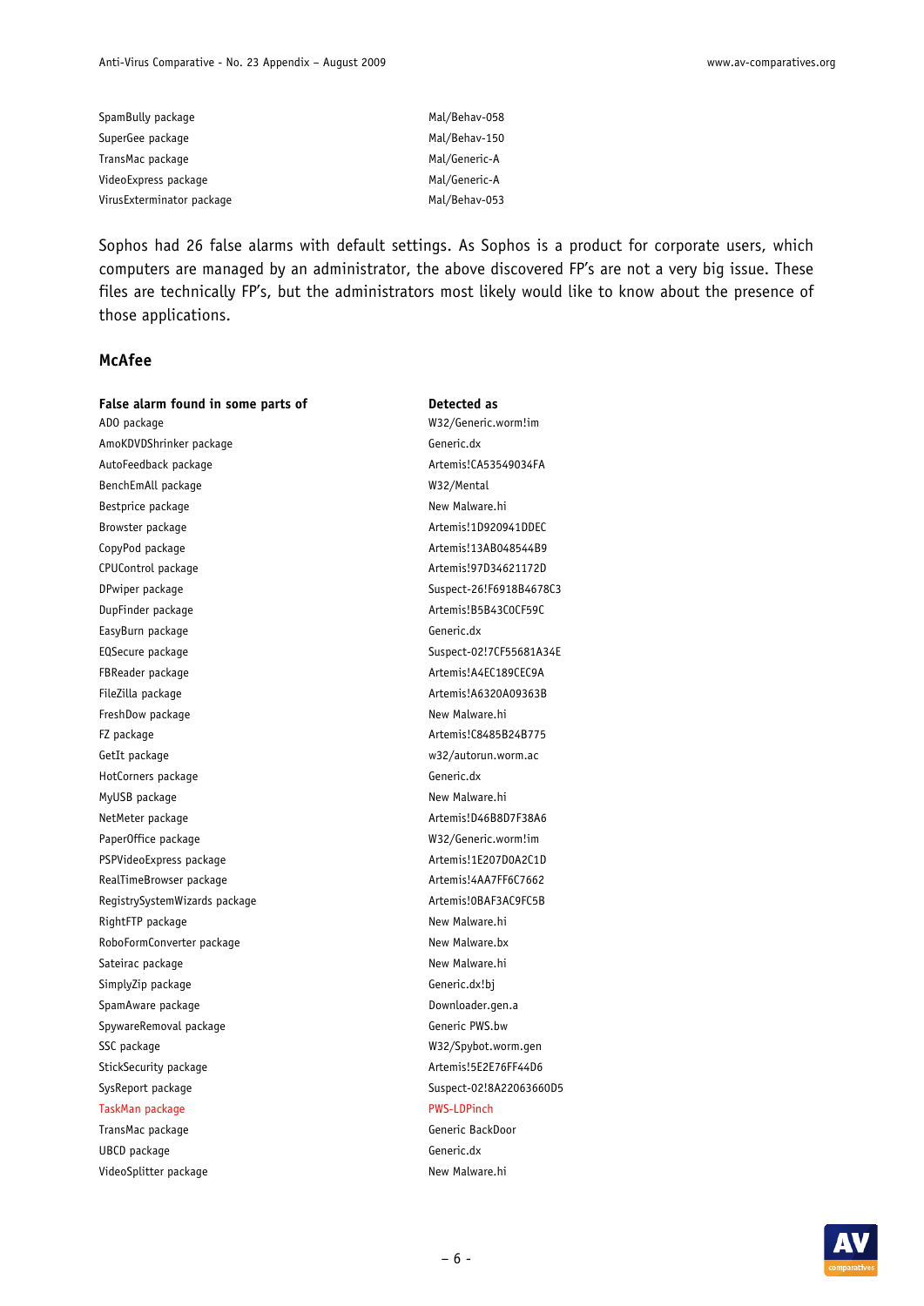| | |
|---|---|
| SpamBully package | Mal/Behav-058 |
| SuperGee package | Mal/Behav-150 |
| TransMac package | Mal/Generic-A |
| VideoExpress package | Mal/Generic-A |
| VirusExterminator package | Mal/Behav-053 |

Sophos had 26 false alarms with default settings. As Sophos is a product for corporate users, which computers are managed by an administrator, the above discovered FP's are not a very big issue. These files are technically FP's, but the administrators most likely would like to know about the presence of those applications.

## McAfee

| **False alarm found in some parts of** | **Detected as** |
|---|---|
| ADO package | W32/Generic.worm!im |
| AmoKDVDShrinker package | Generic.dx |
| AutoFeedback package | Artemis!CA53549034FA |
| BenchEmAll package | W32/Mental |
| Bestprice package | New Malware.hi |
| Browster package | Artemis!1D920941DDEC |
| CopyPod package | Artemis!13AB048544B9 |
| CPUControl package | Artemis!97D34621172D |
| DPwiper package | Suspect-26!F6918B4678C3 |
| DupFinder package | Artemis!B5B43C0CF59C |
| EasyBurn package | Generic.dx |
| EQSecure package | Suspect-02!7CF55681A34E |
| FBReader package | Artemis!A4EC189CEC9A |
| FileZilla package | Artemis!A6320A09363B |
| FreshDow package | New Malware.hi |
| FZ package | Artemis!C8485B24B775 |
| GetIt package | w32/autorun.worm.ac |
| HotCorners package | Generic.dx |
| MyUSB package | New Malware.hi |
| NetMeter package | Artemis!D46B8D7F38A6 |
| PaperOffice package | W32/Generic.worm!im |
| PSPVideoExpress package | Artemis!1E207D0A2C1D |
| RealTimeBrowser package | Artemis!4AA7FF6C7662 |
| RegistrySystemWizards package | Artemis!0BAF3AC9FC5B |
| RightFTP package | New Malware.hi |
| RoboFormConverter package | New Malware.bx |
| Sateirac package | New Malware.hi |
| SimplyZip package | Generic.dx!bj |
| SpamAware package | Downloader.gen.a |
| SpywareRemoval package | Generic PWS.bw |
| SSC package | W32/Spybot.worm.gen |
| StickSecurity package | Artemis!5E2E76FF44D6 |
| SysReport package | Suspect-02!8A22063660D5 |
| TaskMan package | PWS-LDPinch |
| TransMac package | Generic BackDoor |
| UBCD package | Generic.dx |
| VideoSplitter package | New Malware.hi |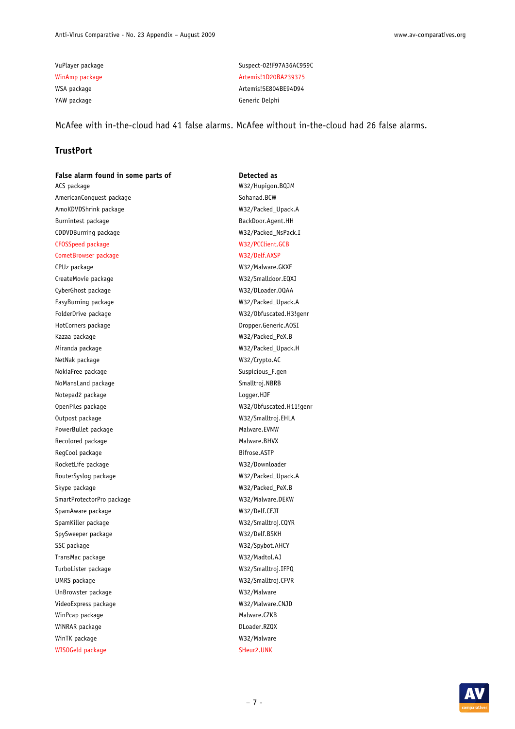| | |
|---|---|
| VuPlayer package | Suspect-02!F97A36AC959C |
| WinAmp package | Artemis!1D20BA239375 |
| WSA package | Artemis!5E804BE94D94 |
| YAW package | Generic Delphi |

McAfee with in-the-cloud had 41 false alarms. McAfee without in-the-cloud had 26 false alarms.

## TrustPort

| False alarm found in some parts of | Detected as |
|---|---|
| ACS package | W32/Hupigon.BQJM |
| AmericanConquest package | Sohanad.BCW |
| AmoKDVDShrink package | W32/Packed_Upack.A |
| Burnintest package | BackDoor.Agent.HH |
| CDDVDBurning package | W32/Packed_NsPack.I |
| CFOSSpeed package | W32/PCClient.GCB |
| CometBrowser package | W32/Delf.AXSP |
| CPUz package | W32/Malware.GKXE |
| CreateMovie package | W32/Smalldoor.EQXJ |
| CyberGhost package | W32/DLoader.OQAA |
| EasyBurning package | W32/Packed_Upack.A |
| FolderDrive package | W32/Obfuscated.H3!genr |
| HotCorners package | Dropper.Generic.AOSI |
| Kazaa package | W32/Packed_PeX.B |
| Miranda package | W32/Packed_Upack.H |
| NetNak package | W32/Crypto.AC |
| NokiaFree package | Suspicious_F.gen |
| NoMansLand package | Smalltroj.NBRB |
| Notepad2 package | Logger.HJF |
| OpenFiles package | W32/Obfuscated.H11!genr |
| Outpost package | W32/Smalltroj.EHLA |
| PowerBullet package | Malware.EVNW |
| Recolored package | Malware.BHVX |
| RegCool package | Bifrose.ASTP |
| RocketLife package | W32/Downloader |
| RouterSyslog package | W32/Packed_Upack.A |
| Skype package | W32/Packed_PeX.B |
| SmartProtectorPro package | W32/Malware.DEKW |
| SpamAware package | W32/Delf.CEJI |
| SpamKiller package | W32/Smalltroj.CQYR |
| SpySweeper package | W32/Delf.BSKH |
| SSC package | W32/Spybot.AHCY |
| TransMac package | W32/Madtol.AJ |
| TurboLister package | W32/Smalltroj.IFPQ |
| UMRS package | W32/Smalltroj.CFVR |
| UnBrowster package | W32/Malware |
| VideoExpress package | W32/Malware.CNJD |
| WinPcap package | Malware.CZKB |
| WiNRAR package | DLoader.RZQX |
| WinTK package | W32/Malware |
| WISOGeld package | SHeur2.UNK |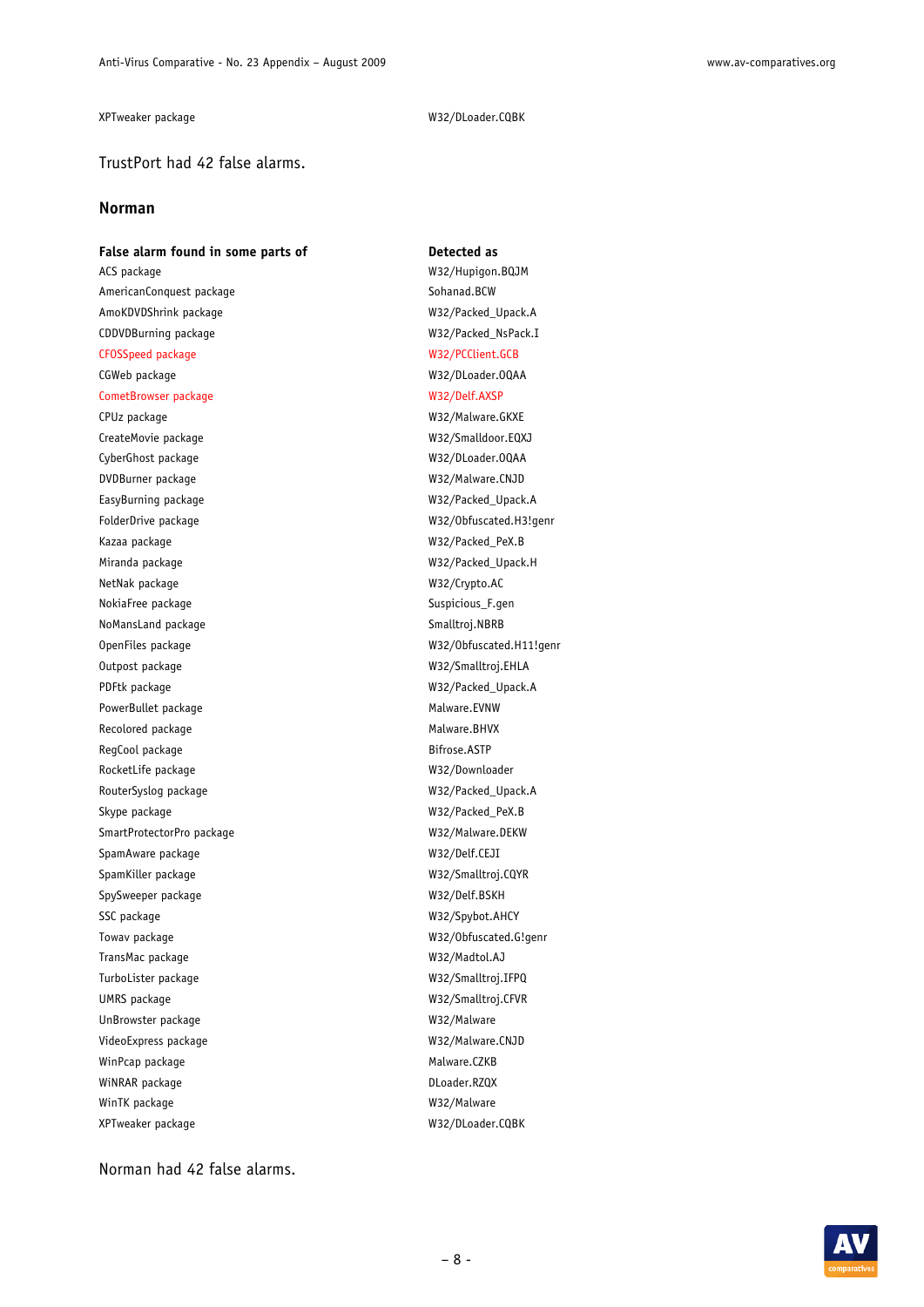| | |
|---|---|
| XPTweaker package | W32/DLoader.CQBK |

TrustPort had 42 false alarms.

## Norman

| False alarm found in some parts of | Detected as |
|---|---|
| ACS package | W32/Hupigon.BQJM |
| AmericanConquest package | Sohanad.BCW |
| AmoKDVDShrink package | W32/Packed_Upack.A |
| CDDVDBurning package | W32/Packed_NsPack.I |
| CFOSSpeed package | W32/PCClient.GCB |
| CGWeb package | W32/DLoader.OQAA |
| CometBrowser package | W32/Delf.AXSP |
| CPUz package | W32/Malware.GKXE |
| CreateMovie package | W32/Smalldoor.EQXJ |
| CyberGhost package | W32/DLoader.OQAA |
| DVDBurner package | W32/Malware.CNJD |
| EasyBurning package | W32/Packed_Upack.A |
| FolderDrive package | W32/Obfuscated.H3!genr |
| Kazaa package | W32/Packed_PeX.B |
| Miranda package | W32/Packed_Upack.H |
| NetNak package | W32/Crypto.AC |
| NokiaFree package | Suspicious_F.gen |
| NoMansLand package | Smalltroj.NBRB |
| OpenFiles package | W32/Obfuscated.H11!genr |
| Outpost package | W32/Smalltroj.EHLA |
| PDFtk package | W32/Packed_Upack.A |
| PowerBullet package | Malware.EVNW |
| Recolored package | Malware.BHVX |
| RegCool package | Bifrose.ASTP |
| RocketLife package | W32/Downloader |
| RouterSyslog package | W32/Packed_Upack.A |
| Skype package | W32/Packed_PeX.B |
| SmartProtectorPro package | W32/Malware.DEKW |
| SpamAware package | W32/Delf.CEJI |
| SpamKiller package | W32/Smalltroj.CQYR |
| SpySweeper package | W32/Delf.BSKH |
| SSC package | W32/Spybot.AHCY |
| Towav package | W32/Obfuscated.G!genr |
| TransMac package | W32/Madtol.AJ |
| TurboLister package | W32/Smalltroj.IFPQ |
| UMRS package | W32/Smalltroj.CFVR |
| UnBrowster package | W32/Malware |
| VideoExpress package | W32/Malware.CNJD |
| WinPcap package | Malware.CZKB |
| WiNRAR package | DLoader.RZQX |
| WinTK package | W32/Malware |
| XPTweaker package | W32/DLoader.CQBK |

Norman had 42 false alarms.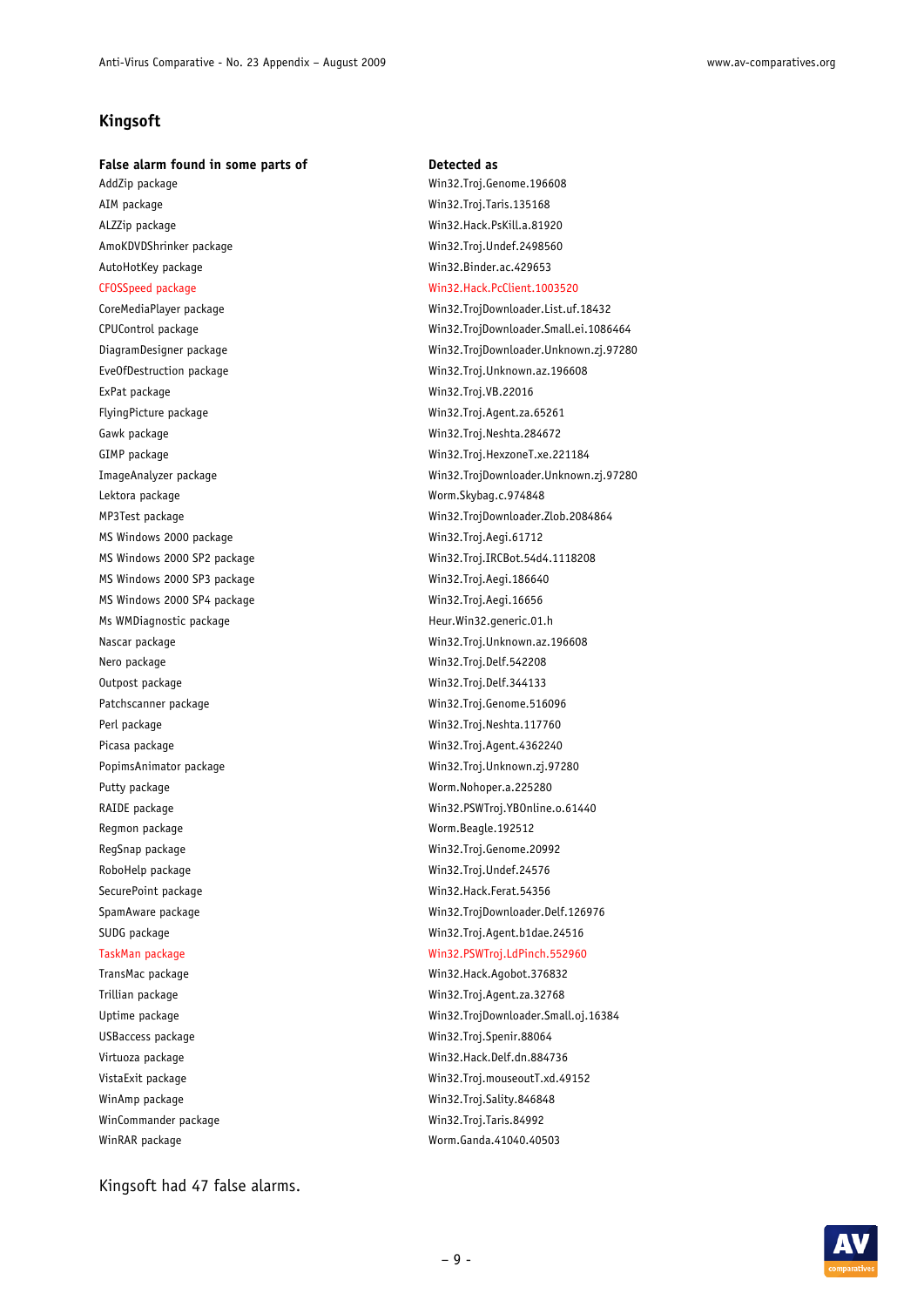## Kingsoft

| False alarm found in some parts of | Detected as |
|---|---|
| AddZip package | Win32.Troj.Genome.196608 |
| AIM package | Win32.Troj.Taris.135168 |
| ALZZip package | Win32.Hack.PsKill.a.81920 |
| AmoKDVDShrinker package | Win32.Troj.Undef.2498560 |
| AutoHotKey package | Win32.Binder.ac.429653 |
| CFOSSpeed package | Win32.Hack.PcClient.1003520 |
| CoreMediaPlayer package | Win32.TrojDownloader.List.uf.18432 |
| CPUControl package | Win32.TrojDownloader.Small.ei.1086464 |
| DiagramDesigner package | Win32.TrojDownloader.Unknown.zj.97280 |
| EveOfDestruction package | Win32.Troj.Unknown.az.196608 |
| ExPat package | Win32.Troj.VB.22016 |
| FlyingPicture package | Win32.Troj.Agent.za.65261 |
| Gawk package | Win32.Troj.Neshta.284672 |
| GIMP package | Win32.Troj.HexzoneT.xe.221184 |
| ImageAnalyzer package | Win32.TrojDownloader.Unknown.zj.97280 |
| Lektora package | Worm.Skybag.c.974848 |
| MP3Test package | Win32.TrojDownloader.Zlob.2084864 |
| MS Windows 2000 package | Win32.Troj.Aegi.61712 |
| MS Windows 2000 SP2 package | Win32.Troj.IRCBot.54d4.1118208 |
| MS Windows 2000 SP3 package | Win32.Troj.Aegi.186640 |
| MS Windows 2000 SP4 package | Win32.Troj.Aegi.16656 |
| Ms WMDiagnostic package | Heur.Win32.generic.01.h |
| Nascar package | Win32.Troj.Unknown.az.196608 |
| Nero package | Win32.Troj.Delf.542208 |
| Outpost package | Win32.Troj.Delf.344133 |
| Patchscanner package | Win32.Troj.Genome.516096 |
| Perl package | Win32.Troj.Neshta.117760 |
| Picasa package | Win32.Troj.Agent.4362240 |
| PopimsAnimator package | Win32.Troj.Unknown.zj.97280 |
| Putty package | Worm.Nohoper.a.225280 |
| RAIDE package | Win32.PSWTroj.YBOnline.o.61440 |
| Regmon package | Worm.Beagle.192512 |
| RegSnap package | Win32.Troj.Genome.20992 |
| RoboHelp package | Win32.Troj.Undef.24576 |
| SecurePoint package | Win32.Hack.Ferat.54356 |
| SpamAware package | Win32.TrojDownloader.Delf.126976 |
| SUDG package | Win32.Troj.Agent.b1dae.24516 |
| TaskMan package | Win32.PSWTroj.LdPinch.552960 |
| TransMac package | Win32.Hack.Agobot.376832 |
| Trillian package | Win32.Troj.Agent.za.32768 |
| Uptime package | Win32.TrojDownloader.Small.oj.16384 |
| USBaccess package | Win32.Troj.Spenir.88064 |
| Virtuoza package | Win32.Hack.Delf.dn.884736 |
| VistaExit package | Win32.Troj.mouseoutT.xd.49152 |
| WinAmp package | Win32.Troj.Sality.846848 |
| WinCommander package | Win32.Troj.Taris.84992 |
| WinRAR package | Worm.Ganda.41040.40503 |

Kingsoft had 47 false alarms.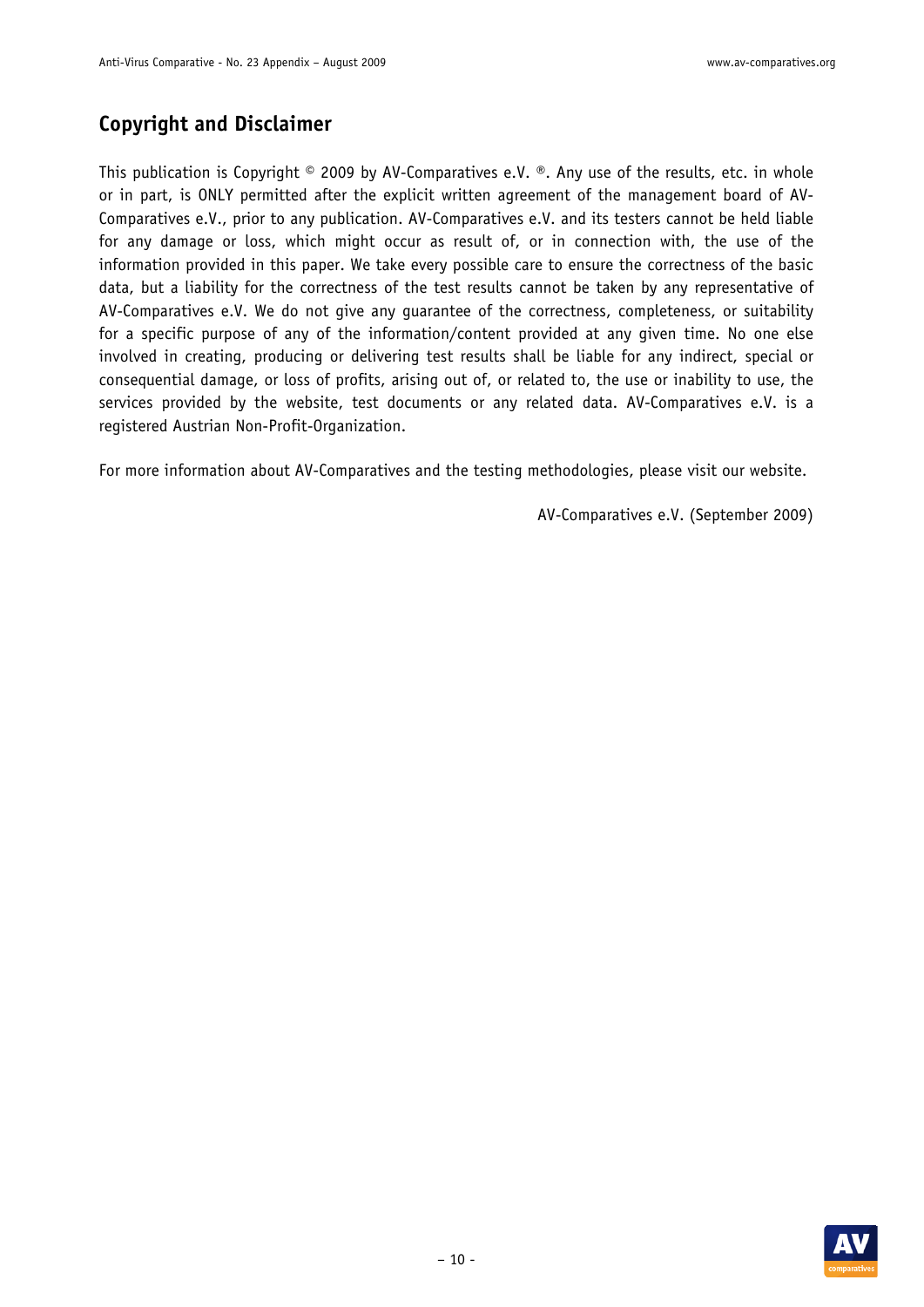## Copyright and Disclaimer

This publication is Copyright © 2009 by AV-Comparatives e.V. ®. Any use of the results, etc. in whole or in part, is ONLY permitted after the explicit written agreement of the management board of AV-Comparatives e.V., prior to any publication. AV-Comparatives e.V. and its testers cannot be held liable for any damage or loss, which might occur as result of, or in connection with, the use of the information provided in this paper. We take every possible care to ensure the correctness of the basic data, but a liability for the correctness of the test results cannot be taken by any representative of AV-Comparatives e.V. We do not give any guarantee of the correctness, completeness, or suitability for a specific purpose of any of the information/content provided at any given time. No one else involved in creating, producing or delivering test results shall be liable for any indirect, special or consequential damage, or loss of profits, arising out of, or related to, the use or inability to use, the services provided by the website, test documents or any related data. AV-Comparatives e.V. is a registered Austrian Non-Profit-Organization.

For more information about AV-Comparatives and the testing methodologies, please visit our website.

AV-Comparatives e.V. (September 2009)